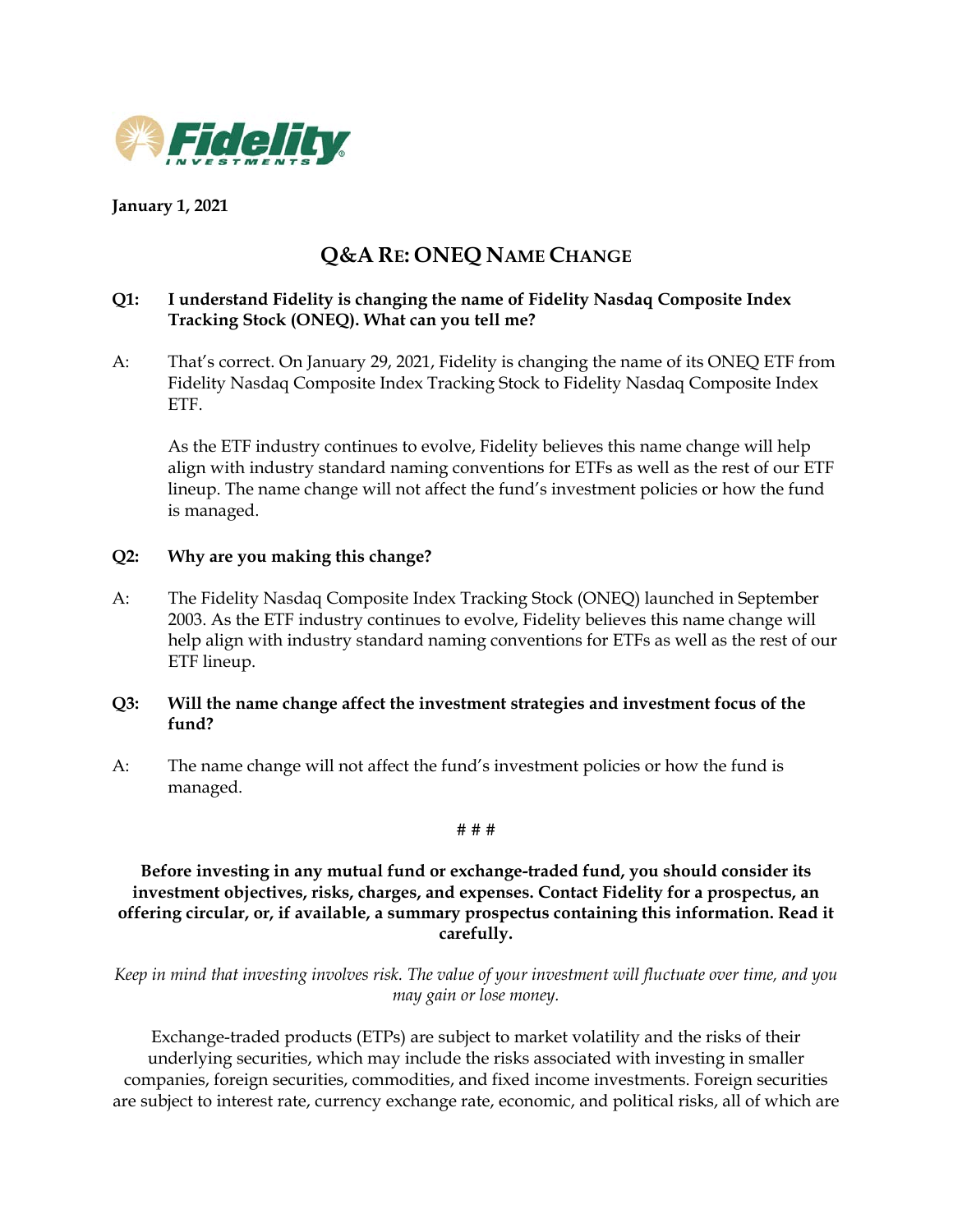**January 1, 2021**

# Q&A RE: ONEQ NAME CHANGE

**Q1: I understand Fidelity is changing the name of Fidelity Nasdaq Composite Index Tracking Stock (ONEQ). What can you tell me?**

A: That's correct. On January 29, 2021, Fidelity is changing the name of its ONEQ ETF from Fidelity Nasdaq Composite Index Tracking Stock to Fidelity Nasdaq Composite Index ETF.

As the ETF industry continues to evolve, Fidelity believes this name change will help align with industry standard naming conventions for ETFs as well as the rest of our ETF lineup. The name change will not affect the fund's investment policies or how the fund is managed.

**Q2: Why are you making this change?**

A: The Fidelity Nasdaq Composite Index Tracking Stock (ONEQ) launched in September 2003. As the ETF industry continues to evolve, Fidelity believes this name change will help align with industry standard naming conventions for ETFs as well as the rest of our ETF lineup.

**Q3: Will the name change affect the investment strategies and investment focus of the fund?**

A: The name change will not affect the fund's investment policies or how the fund is managed.

# # #

**Before investing in any mutual fund or exchange-traded fund, you should consider its investment objectives, risks, charges, and expenses. Contact Fidelity for a prospectus, an offering circular, or, if available, a summary prospectus containing this information. Read it carefully.**

*Keep in mind that investing involves risk. The value of your investment will fluctuate over time, and you may gain or lose money.*

Exchange-traded products (ETPs) are subject to market volatility and the risks of their underlying securities, which may include the risks associated with investing in smaller companies, foreign securities, commodities, and fixed income investments. Foreign securities are subject to interest rate, currency exchange rate, economic, and political risks, all of which are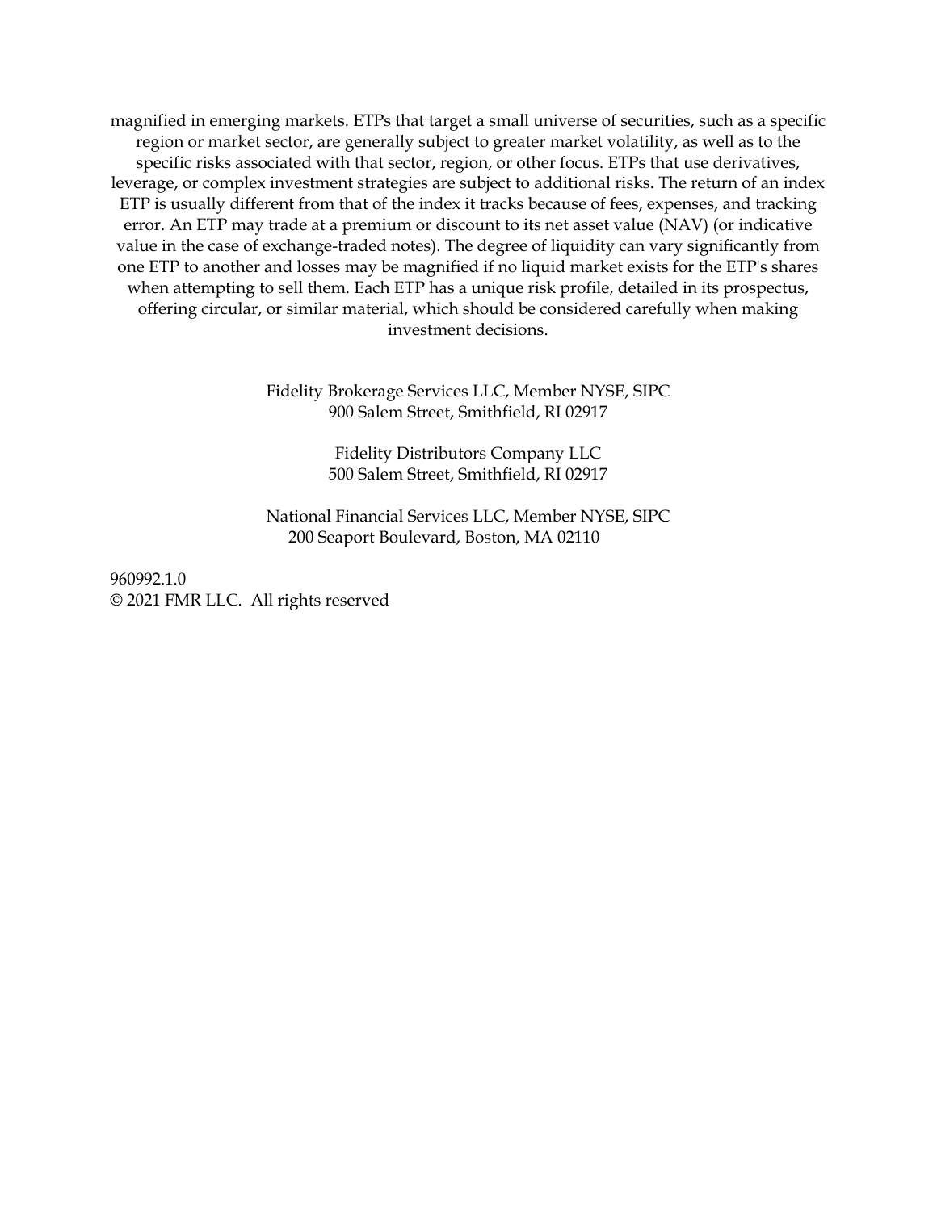magnified in emerging markets. ETPs that target a small universe of securities, such as a specific region or market sector, are generally subject to greater market volatility, as well as to the specific risks associated with that sector, region, or other focus. ETPs that use derivatives, leverage, or complex investment strategies are subject to additional risks. The return of an index ETP is usually different from that of the index it tracks because of fees, expenses, and tracking error. An ETP may trade at a premium or discount to its net asset value (NAV) (or indicative value in the case of exchange-traded notes). The degree of liquidity can vary significantly from one ETP to another and losses may be magnified if no liquid market exists for the ETP's shares when attempting to sell them. Each ETP has a unique risk profile, detailed in its prospectus, offering circular, or similar material, which should be considered carefully when making investment decisions.

Fidelity Brokerage Services LLC, Member NYSE, SIPC
900 Salem Street, Smithfield, RI 02917

Fidelity Distributors Company LLC
500 Salem Street, Smithfield, RI 02917

National Financial Services LLC, Member NYSE, SIPC
200 Seaport Boulevard, Boston, MA 02110

960992.1.0
© 2021 FMR LLC. All rights reserved